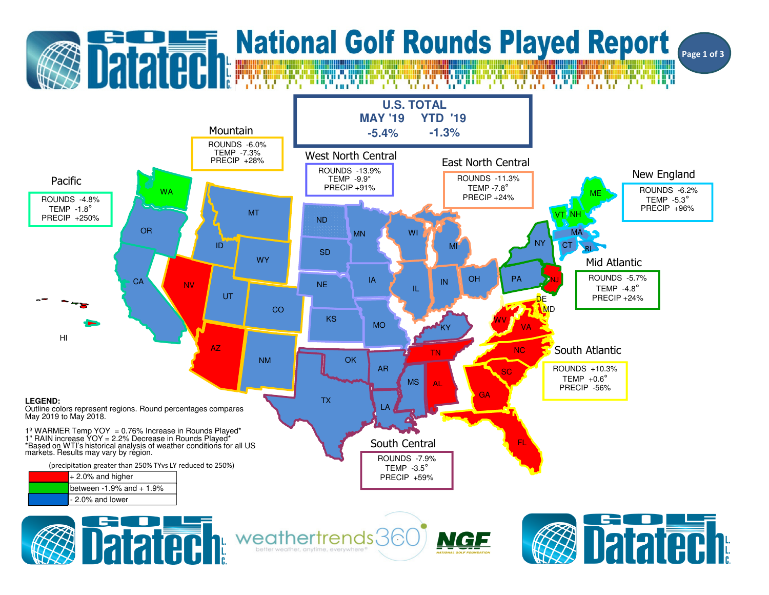# National Golf Rounds Played Report

## U.S. TOTAL

| MAY '19 | YTD '19 |
|---|---|
| -5.4% | -1.3% |

## Regional Results

| Region | ROUNDS | TEMP | PRECIP |
|---|---|---|---|
| Pacific | -4.8% | -1.8° | +250% |
| Mountain | -6.0% | -7.3% | +28% |
| West North Central | -13.9% | -9.9° | +91% |
| East North Central | -11.3% | -7.8° | +24% |
| New England | -6.2% | -5.3° | +96% |
| Mid Atlantic | -5.7% | -4.8° | +24% |
| South Atlantic | +10.3% | +0.6° | -56% |
| South Central | -7.9% | -3.5° | +59% |

**LEGEND:**
Outline colors represent regions. Round percentages compares May 2019 to May 2018.

1º WARMER Temp YOY = 0.76% Increase in Rounds Played*
1" RAIN increase YOY = 2.2% Decrease in Rounds Played*
*Based on WTI's historical analysis of weather conditions for all US markets. Results may vary by region.

(precipitation greater than 250% TYvs LY reduced to 250%)

| Color | Range |
|---|---|
| Red | + 2.0% and higher |
| Green | between -1.9% and + 1.9% |
| Blue | - 2.0% and lower |

weathertrends360 — better weather, anytime, everywhere®

NGF — National Golf Foundation

Golf Datatech L.L.C.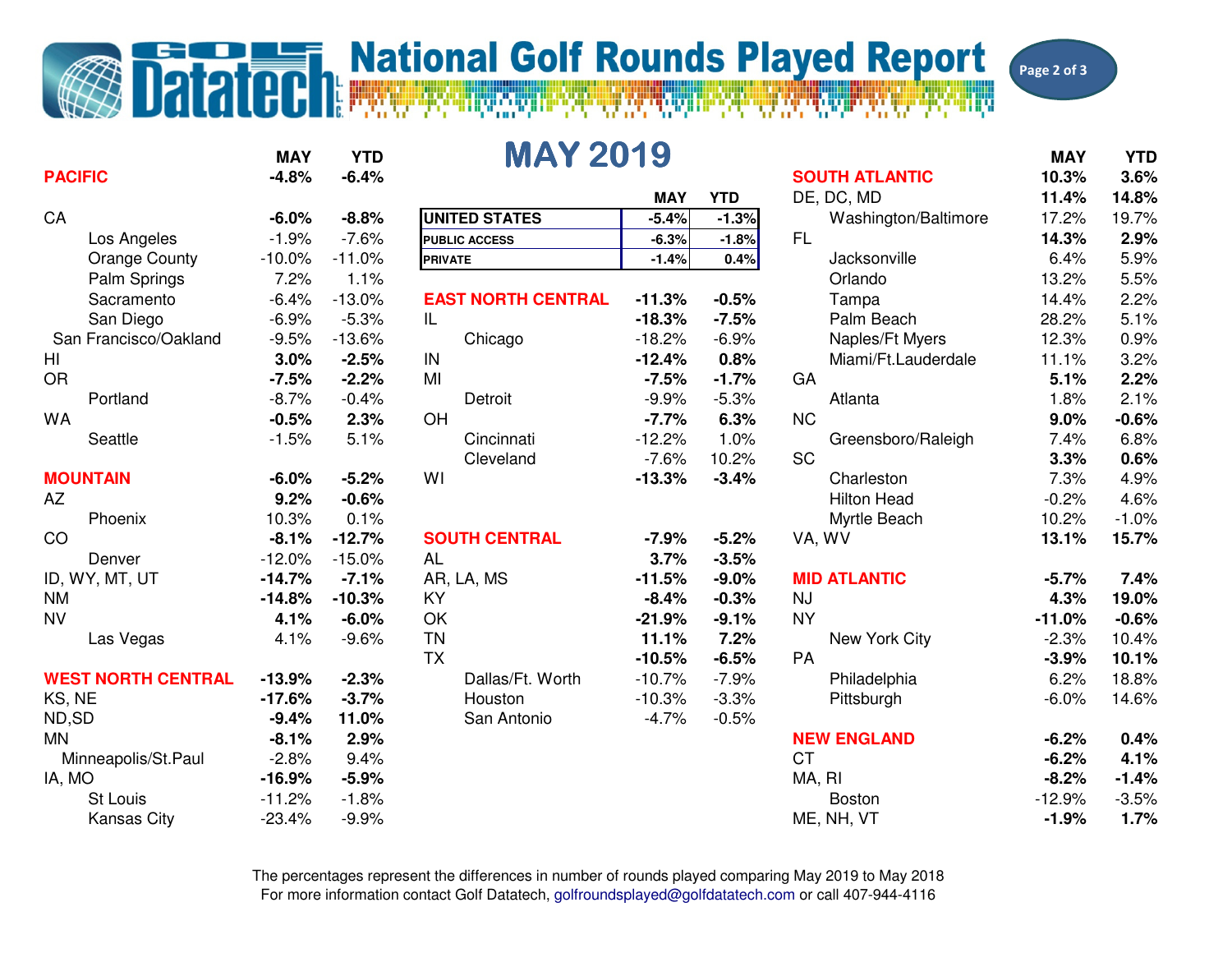# National Golf Rounds Played Report

## MAY 2019

| | MAY | YTD |
|---|---|---|
| **UNITED STATES** | **-5.4%** | **-1.3%** |
| **PUBLIC ACCESS** | **-6.3%** | **-1.8%** |
| **PRIVATE** | **-1.4%** | **0.4%** |

| | MAY | YTD |
|---|---|---|
| **PACIFIC** | **-4.8%** | **-6.4%** |
| **CA** | **-6.0%** | **-8.8%** |
| Los Angeles | -1.9% | -7.6% |
| Orange County | -10.0% | -11.0% |
| Palm Springs | 7.2% | 1.1% |
| Sacramento | -6.4% | -13.0% |
| San Diego | -6.9% | -5.3% |
| San Francisco/Oakland | -9.5% | -13.6% |
| **HI** | **3.0%** | **-2.5%** |
| **OR** | **-7.5%** | **-2.2%** |
| Portland | -8.7% | -0.4% |
| **WA** | **-0.5%** | **2.3%** |
| Seattle | -1.5% | 5.1% |
| **MOUNTAIN** | **-6.0%** | **-5.2%** |
| **AZ** | **9.2%** | **-0.6%** |
| Phoenix | 10.3% | 0.1% |
| **CO** | **-8.1%** | **-12.7%** |
| Denver | -12.0% | -15.0% |
| **ID, WY, MT, UT** | **-14.7%** | **-7.1%** |
| **NM** | **-14.8%** | **-10.3%** |
| **NV** | **4.1%** | **-6.0%** |
| Las Vegas | 4.1% | -9.6% |
| **WEST NORTH CENTRAL** | **-13.9%** | **-2.3%** |
| **KS, NE** | **-17.6%** | **-3.7%** |
| **ND,SD** | **-9.4%** | **11.0%** |
| **MN** | **-8.1%** | **2.9%** |
| Minneapolis/St.Paul | -2.8% | 9.4% |
| **IA, MO** | **-16.9%** | **-5.9%** |
| St Louis | -11.2% | -1.8% |
| Kansas City | -23.4% | -9.9% |

| | MAY | YTD |
|---|---|---|
| **EAST NORTH CENTRAL** | **-11.3%** | **-0.5%** |
| **IL** | **-18.3%** | **-7.5%** |
| Chicago | -18.2% | -6.9% |
| **IN** | **-12.4%** | **0.8%** |
| **MI** | **-7.5%** | **-1.7%** |
| Detroit | -9.9% | -5.3% |
| **OH** | **-7.7%** | **6.3%** |
| Cincinnati | -12.2% | 1.0% |
| Cleveland | -7.6% | 10.2% |
| **WI** | **-13.3%** | **-3.4%** |
| **SOUTH CENTRAL** | **-7.9%** | **-5.2%** |
| **AL** | **3.7%** | **-3.5%** |
| **AR, LA, MS** | **-11.5%** | **-9.0%** |
| **KY** | **-8.4%** | **-0.3%** |
| **OK** | **-21.9%** | **-9.1%** |
| **TN** | **11.1%** | **7.2%** |
| **TX** | **-10.5%** | **-6.5%** |
| Dallas/Ft. Worth | -10.7% | -7.9% |
| Houston | -10.3% | -3.3% |
| San Antonio | -4.7% | -0.5% |

| | MAY | YTD |
|---|---|---|
| **SOUTH ATLANTIC** | **10.3%** | **3.6%** |
| **DE, DC, MD** | **11.4%** | **14.8%** |
| Washington/Baltimore | 17.2% | 19.7% |
| **FL** | **14.3%** | **2.9%** |
| Jacksonville | 6.4% | 5.9% |
| Orlando | 13.2% | 5.5% |
| Tampa | 14.4% | 2.2% |
| Palm Beach | 28.2% | 5.1% |
| Naples/Ft Myers | 12.3% | 0.9% |
| Miami/Ft.Lauderdale | 11.1% | 3.2% |
| **GA** | **5.1%** | **2.2%** |
| Atlanta | 1.8% | 2.1% |
| **NC** | **9.0%** | **-0.6%** |
| Greensboro/Raleigh | 7.4% | 6.8% |
| **SC** | **3.3%** | **0.6%** |
| Charleston | 7.3% | 4.9% |
| Hilton Head | -0.2% | 4.6% |
| Myrtle Beach | 10.2% | -1.0% |
| **VA, WV** | **13.1%** | **15.7%** |
| **MID ATLANTIC** | **-5.7%** | **7.4%** |
| **NJ** | **4.3%** | **19.0%** |
| **NY** | **-11.0%** | **-0.6%** |
| New York City | -2.3% | 10.4% |
| **PA** | **-3.9%** | **10.1%** |
| Philadelphia | 6.2% | 18.8% |
| Pittsburgh | -6.0% | 14.6% |
| **NEW ENGLAND** | **-6.2%** | **0.4%** |
| **CT** | **-6.2%** | **4.1%** |
| **MA, RI** | **-8.2%** | **-1.4%** |
| Boston | -12.9% | -3.5% |
| **ME, NH, VT** | **-1.9%** | **1.7%** |

The percentages represent the differences in number of rounds played comparing May 2019 to May 2018
For more information contact Golf Datatech, golfroundsplayed@golfdatatech.com or call 407-944-4116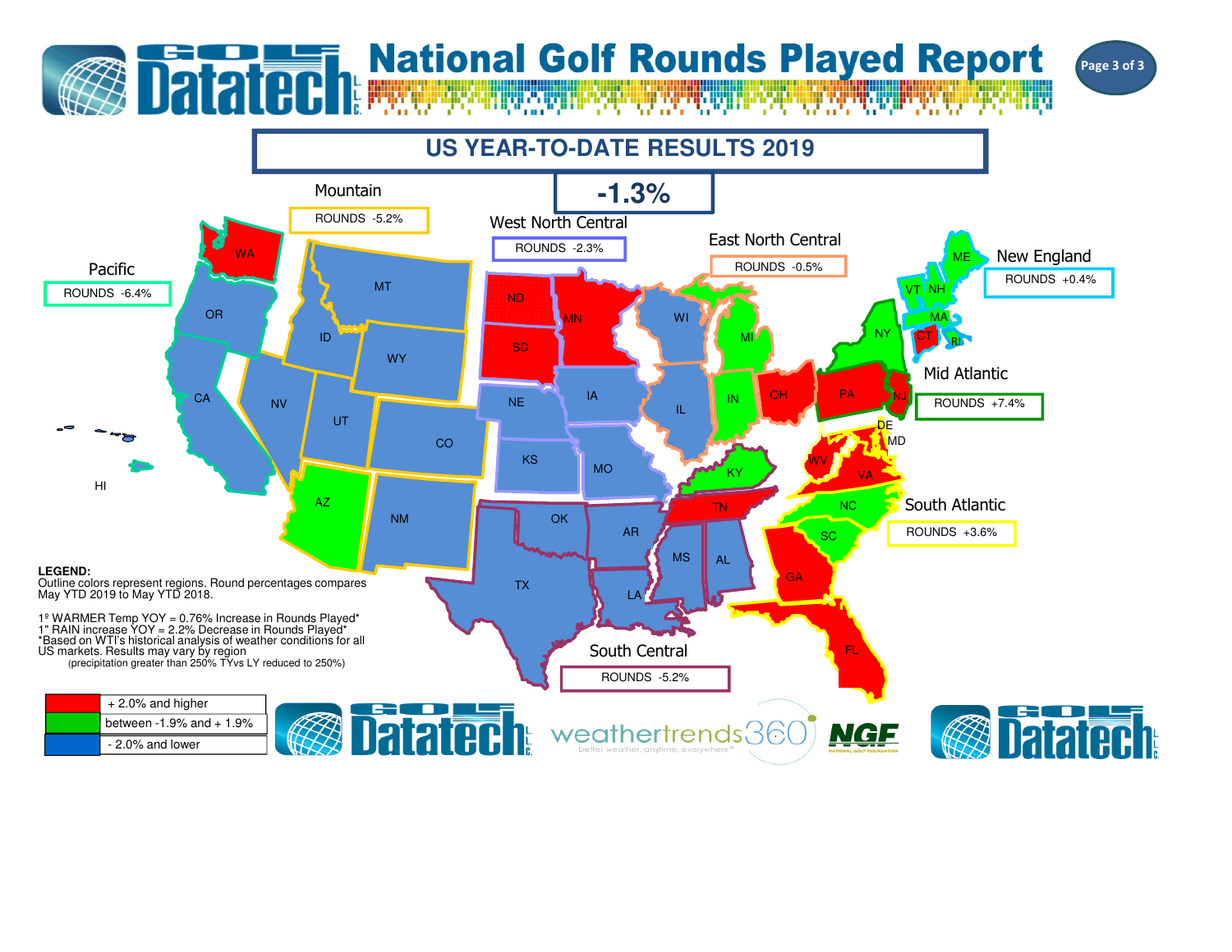# National Golf Rounds Played Report

## US YEAR-TO-DATE RESULTS 2019

**-1.3%**

Mountain
ROUNDS -5.2%

West North Central
ROUNDS -2.3%

East North Central
ROUNDS -0.5%

New England
ROUNDS +0.4%

Pacific
ROUNDS -6.4%

Mid Atlantic
ROUNDS +7.4%

South Atlantic
ROUNDS +3.6%

South Central
ROUNDS -5.2%

WA, OR, CA, HI, MT, ID, WY, NV, UT, CO, AZ, NM, ND, SD, MN, NE, IA, KS, MO, WI, MI, IL, IN, OH, KY, ME, VT, NH, MA, NY, CT, RI, PA, NJ, DE, MD, WV, VA, NC, SC, GA, FL, TN, OK, AR, TX, LA, MS, AL

**LEGEND:**
Outline colors represent regions. Round percentages compares May YTD 2019 to May YTD 2018.

1º WARMER Temp YOY = 0.76% Increase in Rounds Played*
1" RAIN increase YOY = 2.2% Decrease in Rounds Played*
*Based on WTI's historical analysis of weather conditions for all US markets. Results may vary by region
(precipitation greater than 250% TYvs LY reduced to 250%)

| | |
|---|---|
| Red | + 2.0% and higher |
| Green | between -1.9% and + 1.9% |
| Blue | - 2.0% and lower |

Golf Datatech L.L.C. | weathertrends360 better weather, anytime, everywhere® | NGF National Golf Foundation | Golf Datatech L.L.C.